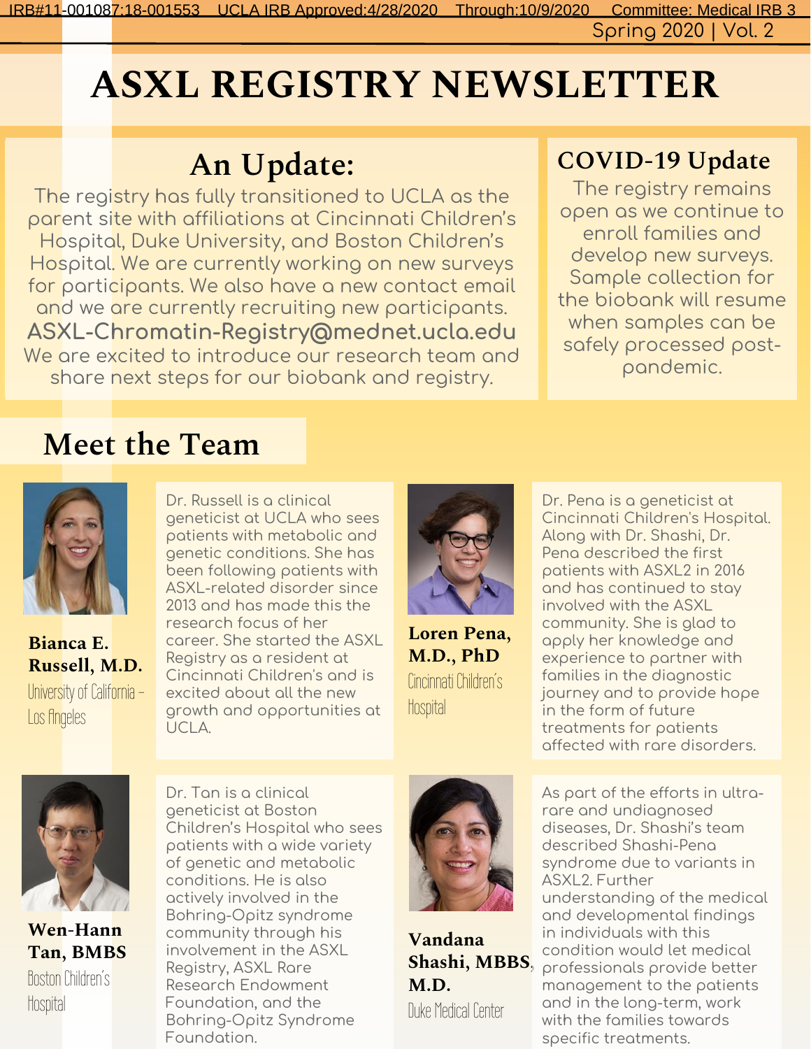IRB#11-001087:18-001553 UCLA IRB Approved:4/28/2020 Through:10/9/2020 Committee: Medical IRB 3

Spring 2020 | Vol. 2

# ASXL REGISTRY NEWSLETTER

## An Update:

The registry has fully transitioned to UCLA as the parent site with affiliations at Cincinnati Children's Hospital, Duke University, and Boston Children's Hospital. We are currently working on new surveys for participants. We also have a new contact email and we are currently recruiting new participants.

ASXL-Chromatin-Registry@mednet.ucla.edu

We are excited to introduce our research team and share next steps for our biobank and registry.

## COVID-19 Update

The registry remains open as we continue to enroll families and develop new surveys. Sample collection for the biobank will resume when samples can be safely processed post-pandemic.

## Meet the Team

**Bianca E. Russell, M.D.**
University of California - Los Angeles

Dr. Russell is a clinical geneticist at UCLA who sees patients with metabolic and genetic conditions. She has been following patients with ASXL-related disorder since 2013 and has made this the research focus of her career. She started the ASXL Registry as a resident at Cincinnati Children's and is excited about all the new growth and opportunities at UCLA.

**Loren Pena, M.D., PhD**
Cincinnati Children's Hospital

Dr. Pena is a geneticist at Cincinnati Children's Hospital. Along with Dr. Shashi, Dr. Pena described the first patients with ASXL2 in 2016 and has continued to stay involved with the ASXL community. She is glad to apply her knowledge and experience to partner with families in the diagnostic journey and to provide hope in the form of future treatments for patients affected with rare disorders.

**Wen-Hann Tan, BMBS**
Boston Children's Hospital

Dr. Tan is a clinical geneticist at Boston Children's Hospital who sees patients with a wide variety of genetic and metabolic conditions. He is also actively involved in the Bohring-Opitz syndrome community through his involvement in the ASXL Registry, ASXL Rare Research Endowment Foundation, and the Bohring-Opitz Syndrome Foundation.

**Vandana Shashi, MBBS, M.D.**
Duke Medical Center

As part of the efforts in ultra-rare and undiagnosed diseases, Dr. Shashi's team described Shashi-Pena syndrome due to variants in ASXL2. Further understanding of the medical and developmental findings in individuals with this condition would let medical professionals provide better management to the patients and in the long-term, work with the families towards specific treatments.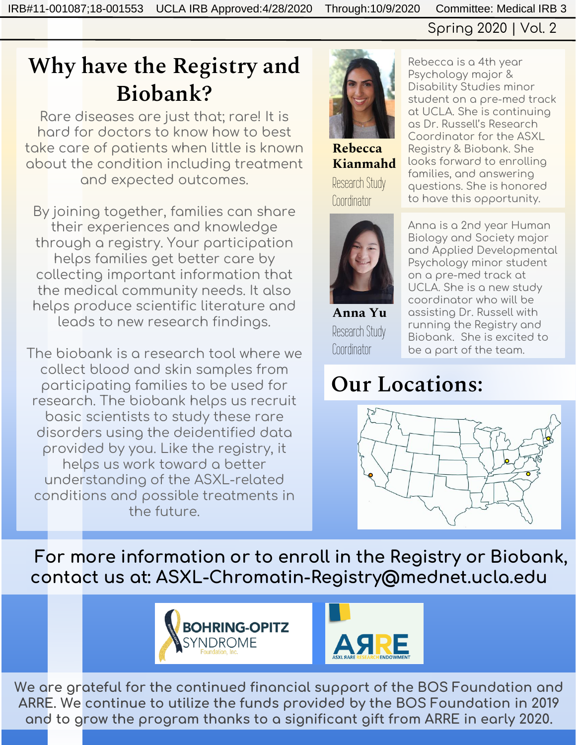## Why have the Registry and Biobank?

Rare diseases are just that; rare! It is hard for doctors to know how to best take care of patients when little is known about the condition including treatment and expected outcomes.

By joining together, families can share their experiences and knowledge through a registry. Your participation helps families get better care by collecting important information that the medical community needs. It also helps produce scientific literature and leads to new research findings.

The biobank is a research tool where we collect blood and skin samples from participating families to be used for research. The biobank helps us recruit basic scientists to study these rare disorders using the deidentified data provided by you. Like the registry, it helps us work toward a better understanding of the ASXL-related conditions and possible treatments in the future.

**Rebecca Kianmahd**
Research Study Coordinator

Rebecca is a 4th year Psychology major & Disability Studies minor student on a pre-med track at UCLA. She is continuing as Dr. Russell's Research Coordinator for the ASXL Registry & Biobank. She looks forward to enrolling families, and answering questions. She is honored to have this opportunity.

**Anna Yu**
Research Study Coordinator

Anna is a 2nd year Human Biology and Society major and Applied Developmental Psychology minor student on a pre-med track at UCLA. She is a new study coordinator who will be assisting Dr. Russell with running the Registry and Biobank. She is excited to be a part of the team.

## Our Locations:

**For more information or to enroll in the Registry or Biobank, contact us at: ASXL-Chromatin-Registry@mednet.ucla.edu**

BOHRING-OPITZ SYNDROME Foundation, Inc.

ARRE ASXL RARE RESEARCH ENDOWMENT

We are grateful for the continued financial support of the BOS Foundation and ARRE. We continue to utilize the funds provided by the BOS Foundation in 2019 and to grow the program thanks to a significant gift from ARRE in early 2020.